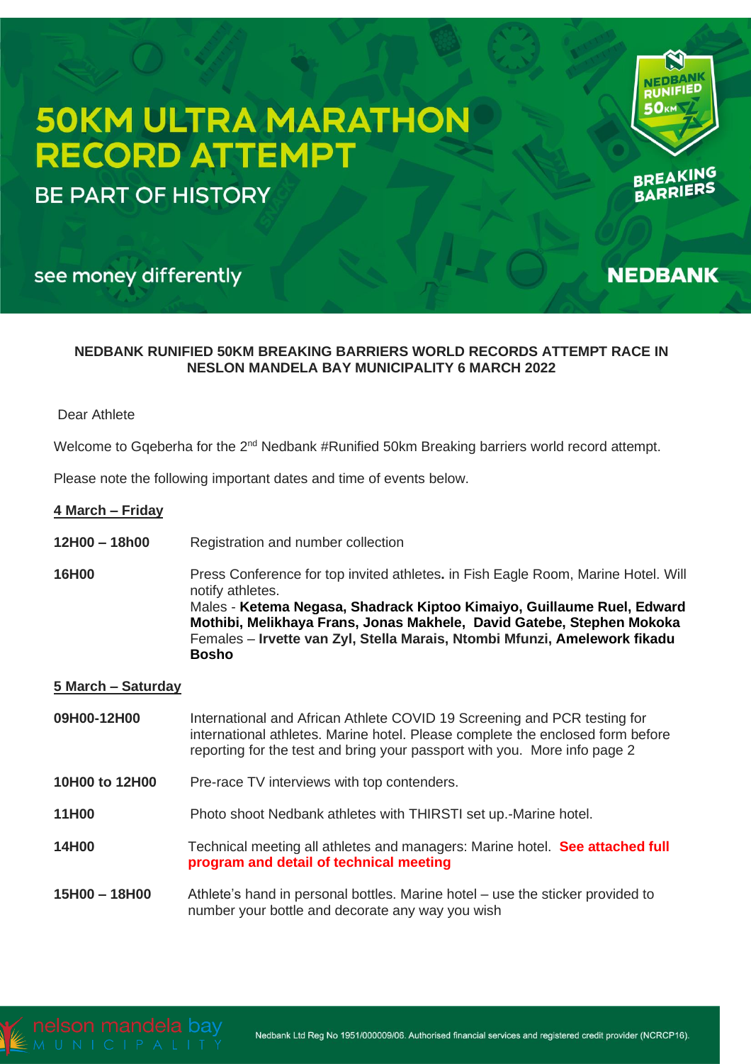# 50KM ULTRA MARATHON RECORD ATTEMPT

## BE PART OF HISTORY

see money differently

NEDBANK RUNIFIED 50KM BREAKING BARRIERS

NEDBANK

**NEDBANK RUNIFIED 50KM BREAKING BARRIERS WORLD RECORDS ATTEMPT RACE IN NESLON MANDELA BAY MUNICIPALITY 6 MARCH 2022**

Dear Athlete

Welcome to Gqeberha for the 2nd Nedbank #Runified 50km Breaking barriers world record attempt.

Please note the following important dates and time of events below.

**4 March – Friday**

**12H00 – 18h00** Registration and number collection

**16H00** Press Conference for top invited athletes**.** in Fish Eagle Room, Marine Hotel. Will notify athletes.
Males - **Ketema Negasa, Shadrack Kiptoo Kimaiyo, Guillaume Ruel, Edward Mothibi, Melikhaya Frans, Jonas Makhele, David Gatebe, Stephen Mokoka**
Females – **Irvette van Zyl, Stella Marais, Ntombi Mfunzi, Amelework fikadu Bosho**

**5 March – Saturday**

**09H00-12H00** International and African Athlete COVID 19 Screening and PCR testing for international athletes. Marine hotel. Please complete the enclosed form before reporting for the test and bring your passport with you. More info page 2

**10H00 to 12H00** Pre-race TV interviews with top contenders.

**11H00** Photo shoot Nedbank athletes with THIRSTI set up.-Marine hotel.

**14H00** Technical meeting all athletes and managers: Marine hotel. **See attached full program and detail of technical meeting**

**15H00 – 18H00** Athlete's hand in personal bottles. Marine hotel – use the sticker provided to number your bottle and decorate any way you wish

nelson mandela bay MUNICIPALITY

Nedbank Ltd Reg No 1951/000009/06. Authorised financial services and registered credit provider (NCRCP16).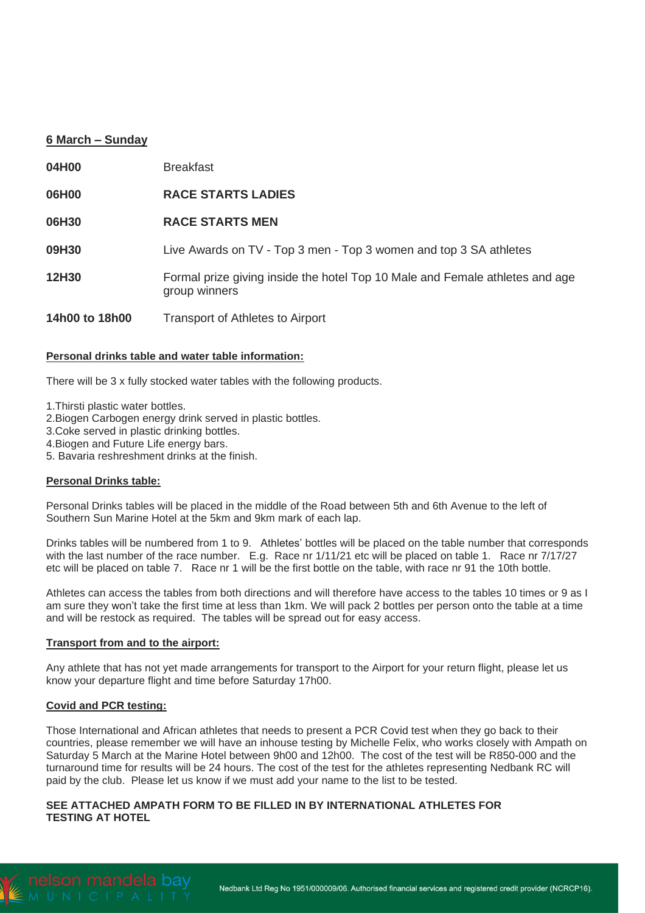**6 March – Sunday**

| | |
|---|---|
| **04H00** | Breakfast |
| **06H00** | **RACE STARTS LADIES** |
| **06H30** | **RACE STARTS MEN** |
| **09H30** | Live Awards on TV - Top 3 men - Top 3 women and top 3 SA athletes |
| **12H30** | Formal prize giving inside the hotel Top 10 Male and Female athletes and age group winners |
| **14h00 to 18h00** | Transport of Athletes to Airport |

**Personal drinks table and water table information:**

There will be 3 x fully stocked water tables with the following products.

1.Thirsti plastic water bottles.
2.Biogen Carbogen energy drink served in plastic bottles.
3.Coke served in plastic drinking bottles.
4.Biogen and Future Life energy bars.
5. Bavaria reshreshment drinks at the finish.

**Personal Drinks table:**

Personal Drinks tables will be placed in the middle of the Road between 5th and 6th Avenue to the left of Southern Sun Marine Hotel at the 5km and 9km mark of each lap.

Drinks tables will be numbered from 1 to 9. Athletes' bottles will be placed on the table number that corresponds with the last number of the race number. E.g. Race nr 1/11/21 etc will be placed on table 1. Race nr 7/17/27 etc will be placed on table 7. Race nr 1 will be the first bottle on the table, with race nr 91 the 10th bottle.

Athletes can access the tables from both directions and will therefore have access to the tables 10 times or 9 as I am sure they won't take the first time at less than 1km. We will pack 2 bottles per person onto the table at a time and will be restock as required. The tables will be spread out for easy access.

**Transport from and to the airport:**

Any athlete that has not yet made arrangements for transport to the Airport for your return flight, please let us know your departure flight and time before Saturday 17h00.

**Covid and PCR testing:**

Those International and African athletes that needs to present a PCR Covid test when they go back to their countries, please remember we will have an inhouse testing by Michelle Felix, who works closely with Ampath on Saturday 5 March at the Marine Hotel between 9h00 and 12h00. The cost of the test will be R850-000 and the turnaround time for results will be 24 hours. The cost of the test for the athletes representing Nedbank RC will paid by the club. Please let us know if we must add your name to the list to be tested.

**SEE ATTACHED AMPATH FORM TO BE FILLED IN BY INTERNATIONAL ATHLETES FOR TESTING AT HOTEL**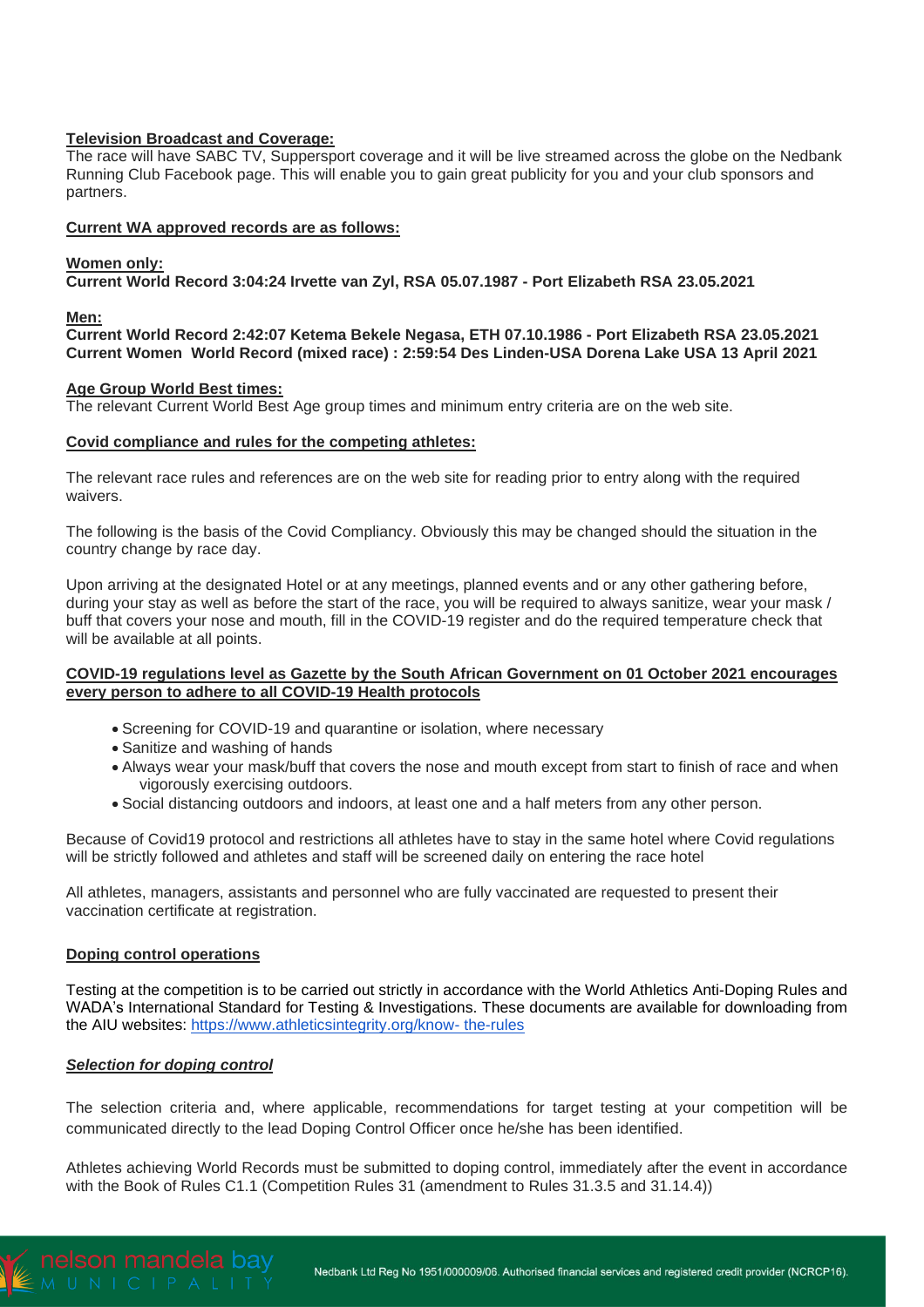**Television Broadcast and Coverage:**

The race will have SABC TV, Suppersport coverage and it will be live streamed across the globe on the Nedbank Running Club Facebook page. This will enable you to gain great publicity for you and your club sponsors and partners.

**Current WA approved records are as follows:**

**Women only:**

**Current World Record 3:04:24 Irvette van Zyl, RSA 05.07.1987 - Port Elizabeth RSA 23.05.2021**

**Men:**

**Current World Record 2:42:07 Ketema Bekele Negasa, ETH 07.10.1986 - Port Elizabeth RSA 23.05.2021**
**Current Women World Record (mixed race) : 2:59:54 Des Linden-USA Dorena Lake USA 13 April 2021**

**Age Group World Best times:**

The relevant Current World Best Age group times and minimum entry criteria are on the web site.

**Covid compliance and rules for the competing athletes:**

The relevant race rules and references are on the web site for reading prior to entry along with the required waivers.

The following is the basis of the Covid Compliancy. Obviously this may be changed should the situation in the country change by race day.

Upon arriving at the designated Hotel or at any meetings, planned events and or any other gathering before, during your stay as well as before the start of the race, you will be required to always sanitize, wear your mask / buff that covers your nose and mouth, fill in the COVID-19 register and do the required temperature check that will be available at all points.

**COVID-19 regulations level as Gazette by the South African Government on 01 October 2021 encourages every person to adhere to all COVID-19 Health protocols**

- Screening for COVID-19 and quarantine or isolation, where necessary
- Sanitize and washing of hands
- Always wear your mask/buff that covers the nose and mouth except from start to finish of race and when vigorously exercising outdoors.
- Social distancing outdoors and indoors, at least one and a half meters from any other person.

Because of Covid19 protocol and restrictions all athletes have to stay in the same hotel where Covid regulations will be strictly followed and athletes and staff will be screened daily on entering the race hotel

All athletes, managers, assistants and personnel who are fully vaccinated are requested to present their vaccination certificate at registration.

**Doping control operations**

Testing at the competition is to be carried out strictly in accordance with the World Athletics Anti-Doping Rules and WADA's International Standard for Testing & Investigations. These documents are available for downloading from the AIU websites: https://www.athleticsintegrity.org/know- the-rules

***Selection for doping control***

The selection criteria and, where applicable, recommendations for target testing at your competition will be communicated directly to the lead Doping Control Officer once he/she has been identified.

Athletes achieving World Records must be submitted to doping control, immediately after the event in accordance with the Book of Rules C1.1 (Competition Rules 31 (amendment to Rules 31.3.5 and 31.14.4))

nelson mandela bay MUNICIPALITY

Nedbank Ltd Reg No 1951/000009/06. Authorised financial services and registered credit provider (NCRCP16).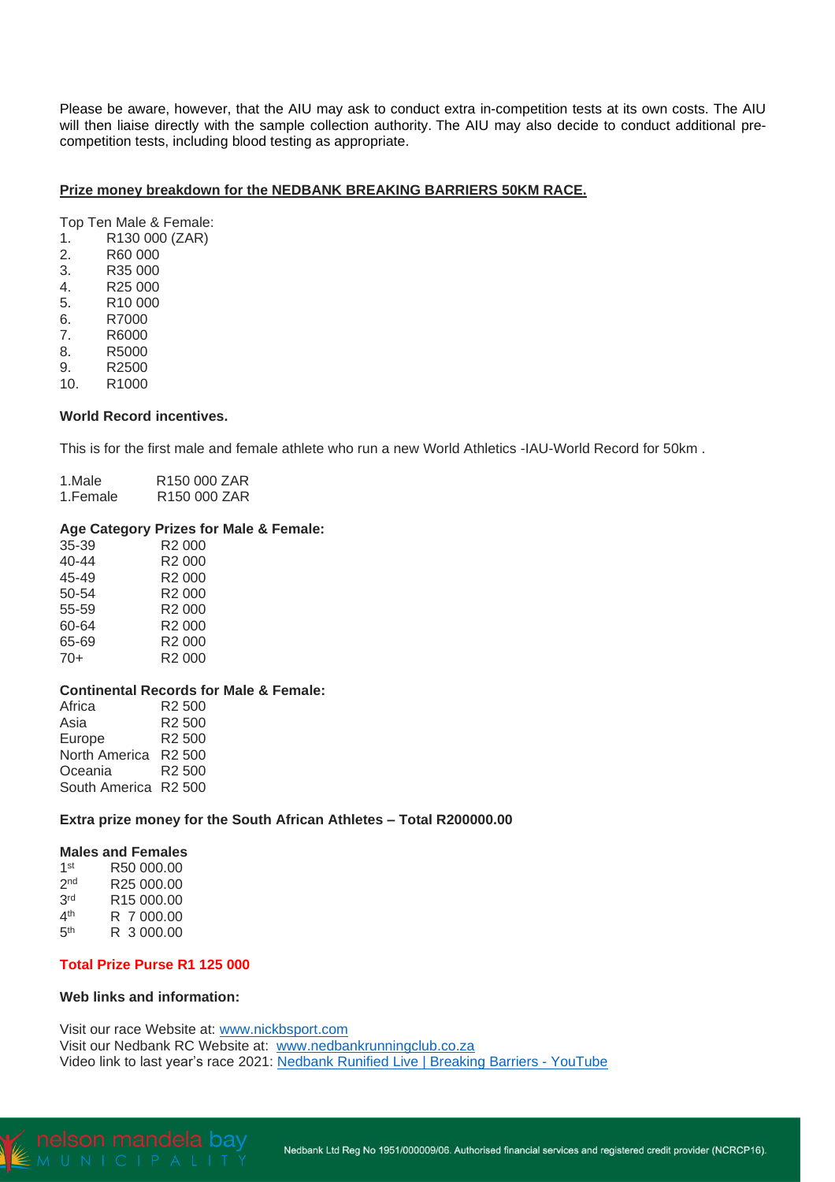Please be aware, however, that the AIU may ask to conduct extra in-competition tests at its own costs. The AIU will then liaise directly with the sample collection authority. The AIU may also decide to conduct additional pre-competition tests, including blood testing as appropriate.

**Prize money breakdown for the NEDBANK BREAKING BARRIERS 50KM RACE.**

Top Ten Male & Female:

1. R130 000 (ZAR)
2. R60 000
3. R35 000
4. R25 000
5. R10 000
6. R7000
7. R6000
8. R5000
9. R2500
10. R1000

**World Record incentives.**

This is for the first male and female athlete who run a new World Athletics -IAU-World Record for 50km .

| | |
|---|---|
| 1.Male | R150 000 ZAR |
| 1.Female | R150 000 ZAR |

**Age Category Prizes for Male & Female:**

| | |
|---|---|
| 35-39 | R2 000 |
| 40-44 | R2 000 |
| 45-49 | R2 000 |
| 50-54 | R2 000 |
| 55-59 | R2 000 |
| 60-64 | R2 000 |
| 65-69 | R2 000 |
| 70+ | R2 000 |

**Continental Records for Male & Female:**

| | |
|---|---|
| Africa | R2 500 |
| Asia | R2 500 |
| Europe | R2 500 |
| North America | R2 500 |
| Oceania | R2 500 |
| South America | R2 500 |

**Extra prize money for the South African Athletes – Total R200000.00**

**Males and Females**

| | |
|---|---|
| 1st | R50 000.00 |
| 2nd | R25 000.00 |
| 3rd | R15 000.00 |
| 4th | R 7 000.00 |
| 5th | R 3 000.00 |

**Total Prize Purse R1 125 000**

**Web links and information:**

Visit our race Website at: www.nickbsport.com
Visit our Nedbank RC Website at: www.nedbankrunningclub.co.za
Video link to last year's race 2021: Nedbank Runified Live | Breaking Barriers - YouTube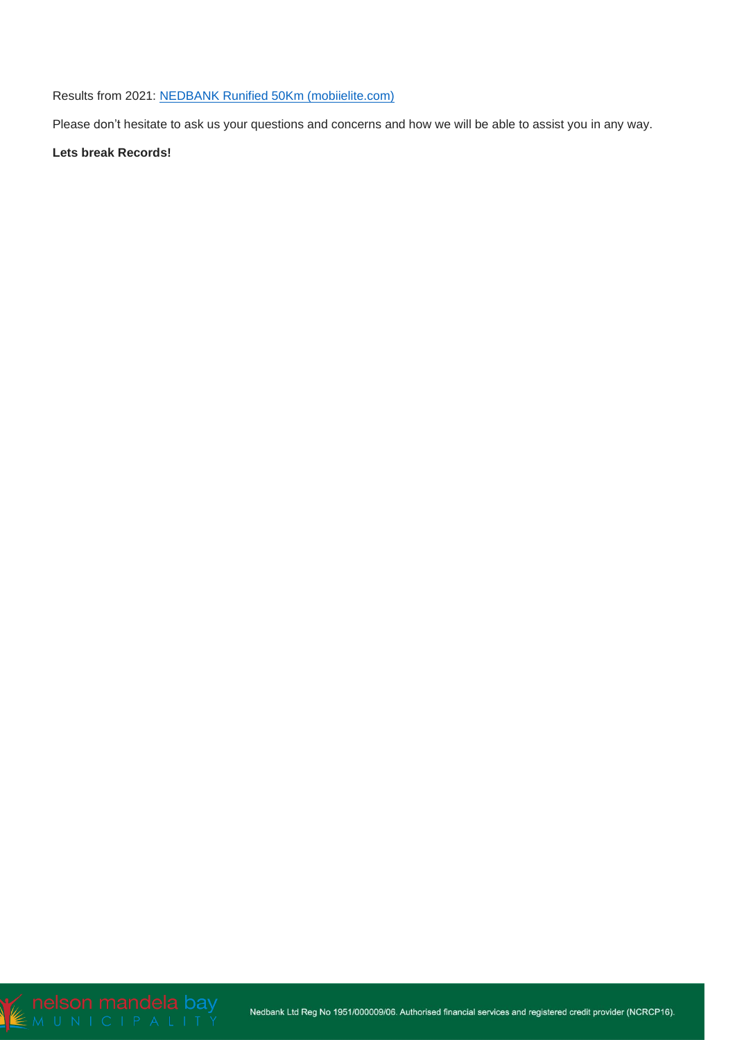Results from 2021: [NEDBANK Runified 50Km (mobiielite.com)]

Please don't hesitate to ask us your questions and concerns and how we will be able to assist you in any way.

**Lets break Records!**